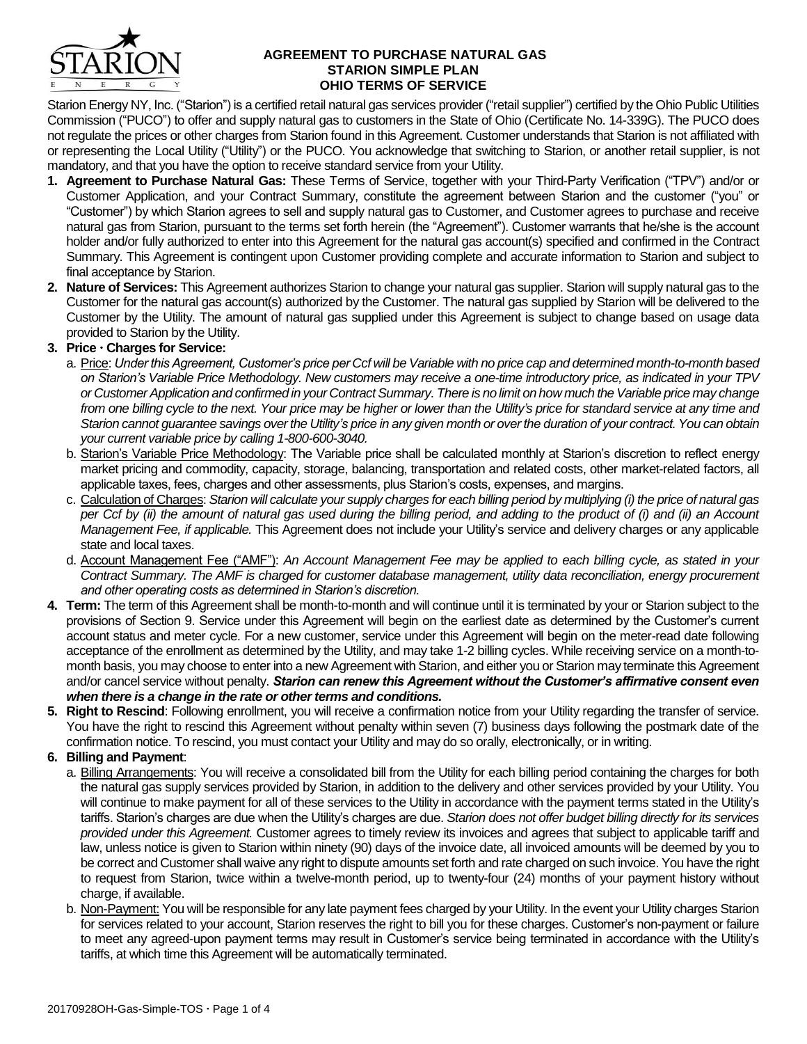# AGREEMENT TO PURCHASE NATURAL GAS
## STARION SIMPLE PLAN
## OHIO TERMS OF SERVICE

Starion Energy NY, Inc. ("Starion") is a certified retail natural gas services provider ("retail supplier") certified by the Ohio Public Utilities Commission ("PUCO") to offer and supply natural gas to customers in the State of Ohio (Certificate No. 14-339G). The PUCO does not regulate the prices or other charges from Starion found in this Agreement. Customer understands that Starion is not affiliated with or representing the Local Utility ("Utility") or the PUCO. You acknowledge that switching to Starion, or another retail supplier, is not mandatory, and that you have the option to receive standard service from your Utility.

1. **Agreement to Purchase Natural Gas:** These Terms of Service, together with your Third-Party Verification ("TPV") and/or or Customer Application, and your Contract Summary, constitute the agreement between Starion and the customer ("you" or "Customer") by which Starion agrees to sell and supply natural gas to Customer, and Customer agrees to purchase and receive natural gas from Starion, pursuant to the terms set forth herein (the "Agreement"). Customer warrants that he/she is the account holder and/or fully authorized to enter into this Agreement for the natural gas account(s) specified and confirmed in the Contract Summary. This Agreement is contingent upon Customer providing complete and accurate information to Starion and subject to final acceptance by Starion.
2. **Nature of Services:** This Agreement authorizes Starion to change your natural gas supplier. Starion will supply natural gas to the Customer for the natural gas account(s) authorized by the Customer. The natural gas supplied by Starion will be delivered to the Customer by the Utility. The amount of natural gas supplied under this Agreement is subject to change based on usage data provided to Starion by the Utility.
3. **Price · Charges for Service:**
   a. Price: *Under this Agreement, Customer's price per Ccf will be Variable with no price cap and determined month-to-month based on Starion's Variable Price Methodology. New customers may receive a one-time introductory price, as indicated in your TPV or Customer Application and confirmed in your Contract Summary. There is no limit on how much the Variable price may change from one billing cycle to the next. Your price may be higher or lower than the Utility's price for standard service at any time and Starion cannot guarantee savings over the Utility's price in any given month or over the duration of your contract. You can obtain your current variable price by calling 1-800-600-3040.*
   b. Starion's Variable Price Methodology: The Variable price shall be calculated monthly at Starion's discretion to reflect energy market pricing and commodity, capacity, storage, balancing, transportation and related costs, other market-related factors, all applicable taxes, fees, charges and other assessments, plus Starion's costs, expenses, and margins.
   c. Calculation of Charges: *Starion will calculate your supply charges for each billing period by multiplying (i) the price of natural gas per Ccf by (ii) the amount of natural gas used during the billing period, and adding to the product of (i) and (ii) an Account Management Fee, if applicable.* This Agreement does not include your Utility's service and delivery charges or any applicable state and local taxes.
   d. Account Management Fee ("AMF"): *An Account Management Fee may be applied to each billing cycle, as stated in your Contract Summary. The AMF is charged for customer database management, utility data reconciliation, energy procurement and other operating costs as determined in Starion's discretion.*
4. **Term:** The term of this Agreement shall be month-to-month and will continue until it is terminated by your or Starion subject to the provisions of Section 9. Service under this Agreement will begin on the earliest date as determined by the Customer's current account status and meter cycle. For a new customer, service under this Agreement will begin on the meter-read date following acceptance of the enrollment as determined by the Utility, and may take 1-2 billing cycles. While receiving service on a month-to-month basis, you may choose to enter into a new Agreement with Starion, and either you or Starion may terminate this Agreement and/or cancel service without penalty. ***Starion can renew this Agreement without the Customer's affirmative consent even when there is a change in the rate or other terms and conditions.***
5. **Right to Rescind**: Following enrollment, you will receive a confirmation notice from your Utility regarding the transfer of service. You have the right to rescind this Agreement without penalty within seven (7) business days following the postmark date of the confirmation notice. To rescind, you must contact your Utility and may do so orally, electronically, or in writing.
6. **Billing and Payment**:
   a. Billing Arrangements: You will receive a consolidated bill from the Utility for each billing period containing the charges for both the natural gas supply services provided by Starion, in addition to the delivery and other services provided by your Utility. You will continue to make payment for all of these services to the Utility in accordance with the payment terms stated in the Utility's tariffs. Starion's charges are due when the Utility's charges are due. *Starion does not offer budget billing directly for its services provided under this Agreement.* Customer agrees to timely review its invoices and agrees that subject to applicable tariff and law, unless notice is given to Starion within ninety (90) days of the invoice date, all invoiced amounts will be deemed by you to be correct and Customer shall waive any right to dispute amounts set forth and rate charged on such invoice. You have the right to request from Starion, twice within a twelve-month period, up to twenty-four (24) months of your payment history without charge, if available.
   b. Non-Payment: You will be responsible for any late payment fees charged by your Utility. In the event your Utility charges Starion for services related to your account, Starion reserves the right to bill you for these charges. Customer's non-payment or failure to meet any agreed-upon payment terms may result in Customer's service being terminated in accordance with the Utility's tariffs, at which time this Agreement will be automatically terminated.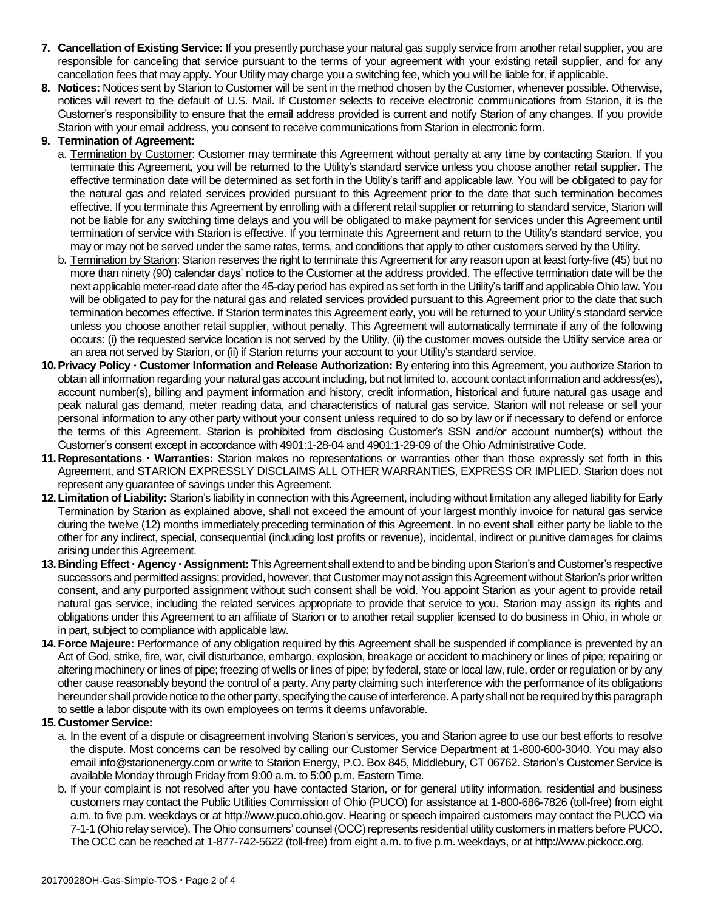7. **Cancellation of Existing Service:** If you presently purchase your natural gas supply service from another retail supplier, you are responsible for canceling that service pursuant to the terms of your agreement with your existing retail supplier, and for any cancellation fees that may apply. Your Utility may charge you a switching fee, which you will be liable for, if applicable.
8. **Notices:** Notices sent by Starion to Customer will be sent in the method chosen by the Customer, whenever possible. Otherwise, notices will revert to the default of U.S. Mail. If Customer selects to receive electronic communications from Starion, it is the Customer's responsibility to ensure that the email address provided is current and notify Starion of any changes. If you provide Starion with your email address, you consent to receive communications from Starion in electronic form.
9. **Termination of Agreement:**
   a. Termination by Customer: Customer may terminate this Agreement without penalty at any time by contacting Starion. If you terminate this Agreement, you will be returned to the Utility's standard service unless you choose another retail supplier. The effective termination date will be determined as set forth in the Utility's tariff and applicable law. You will be obligated to pay for the natural gas and related services provided pursuant to this Agreement prior to the date that such termination becomes effective. If you terminate this Agreement by enrolling with a different retail supplier or returning to standard service, Starion will not be liable for any switching time delays and you will be obligated to make payment for services under this Agreement until termination of service with Starion is effective. If you terminate this Agreement and return to the Utility's standard service, you may or may not be served under the same rates, terms, and conditions that apply to other customers served by the Utility.
   b. Termination by Starion: Starion reserves the right to terminate this Agreement for any reason upon at least forty-five (45) but no more than ninety (90) calendar days' notice to the Customer at the address provided. The effective termination date will be the next applicable meter-read date after the 45-day period has expired as set forth in the Utility's tariff and applicable Ohio law. You will be obligated to pay for the natural gas and related services provided pursuant to this Agreement prior to the date that such termination becomes effective. If Starion terminates this Agreement early, you will be returned to your Utility's standard service unless you choose another retail supplier, without penalty. This Agreement will automatically terminate if any of the following occurs: (i) the requested service location is not served by the Utility, (ii) the customer moves outside the Utility service area or an area not served by Starion, or (ii) if Starion returns your account to your Utility's standard service.
10. **Privacy Policy · Customer Information and Release Authorization:** By entering into this Agreement, you authorize Starion to obtain all information regarding your natural gas account including, but not limited to, account contact information and address(es), account number(s), billing and payment information and history, credit information, historical and future natural gas usage and peak natural gas demand, meter reading data, and characteristics of natural gas service. Starion will not release or sell your personal information to any other party without your consent unless required to do so by law or if necessary to defend or enforce the terms of this Agreement. Starion is prohibited from disclosing Customer's SSN and/or account number(s) without the Customer's consent except in accordance with 4901:1-28-04 and 4901:1-29-09 of the Ohio Administrative Code.
11. **Representations · Warranties:** Starion makes no representations or warranties other than those expressly set forth in this Agreement, and STARION EXPRESSLY DISCLAIMS ALL OTHER WARRANTIES, EXPRESS OR IMPLIED. Starion does not represent any guarantee of savings under this Agreement.
12. **Limitation of Liability:** Starion's liability in connection with this Agreement, including without limitation any alleged liability for Early Termination by Starion as explained above, shall not exceed the amount of your largest monthly invoice for natural gas service during the twelve (12) months immediately preceding termination of this Agreement. In no event shall either party be liable to the other for any indirect, special, consequential (including lost profits or revenue), incidental, indirect or punitive damages for claims arising under this Agreement.
13. **Binding Effect · Agency · Assignment:** This Agreement shall extend to and be binding upon Starion's and Customer's respective successors and permitted assigns; provided, however, that Customer may not assign this Agreement without Starion's prior written consent, and any purported assignment without such consent shall be void. You appoint Starion as your agent to provide retail natural gas service, including the related services appropriate to provide that service to you. Starion may assign its rights and obligations under this Agreement to an affiliate of Starion or to another retail supplier licensed to do business in Ohio, in whole or in part, subject to compliance with applicable law.
14. **Force Majeure:** Performance of any obligation required by this Agreement shall be suspended if compliance is prevented by an Act of God, strike, fire, war, civil disturbance, embargo, explosion, breakage or accident to machinery or lines of pipe; repairing or altering machinery or lines of pipe; freezing of wells or lines of pipe; by federal, state or local law, rule, order or regulation or by any other cause reasonably beyond the control of a party. Any party claiming such interference with the performance of its obligations hereunder shall provide notice to the other party, specifying the cause of interference. A party shall not be required by this paragraph to settle a labor dispute with its own employees on terms it deems unfavorable.
15. **Customer Service:**
   a. In the event of a dispute or disagreement involving Starion's services, you and Starion agree to use our best efforts to resolve the dispute. Most concerns can be resolved by calling our Customer Service Department at 1-800-600-3040. You may also email info@starionenergy.com or write to Starion Energy, P.O. Box 845, Middlebury, CT 06762. Starion's Customer Service is available Monday through Friday from 9:00 a.m. to 5:00 p.m. Eastern Time.
   b. If your complaint is not resolved after you have contacted Starion, or for general utility information, residential and business customers may contact the Public Utilities Commission of Ohio (PUCO) for assistance at 1-800-686-7826 (toll-free) from eight a.m. to five p.m. weekdays or at http://www.puco.ohio.gov. Hearing or speech impaired customers may contact the PUCO via 7-1-1 (Ohio relay service). The Ohio consumers' counsel (OCC) represents residential utility customers in matters before PUCO. The OCC can be reached at 1-877-742-5622 (toll-free) from eight a.m. to five p.m. weekdays, or at http://www.pickocc.org.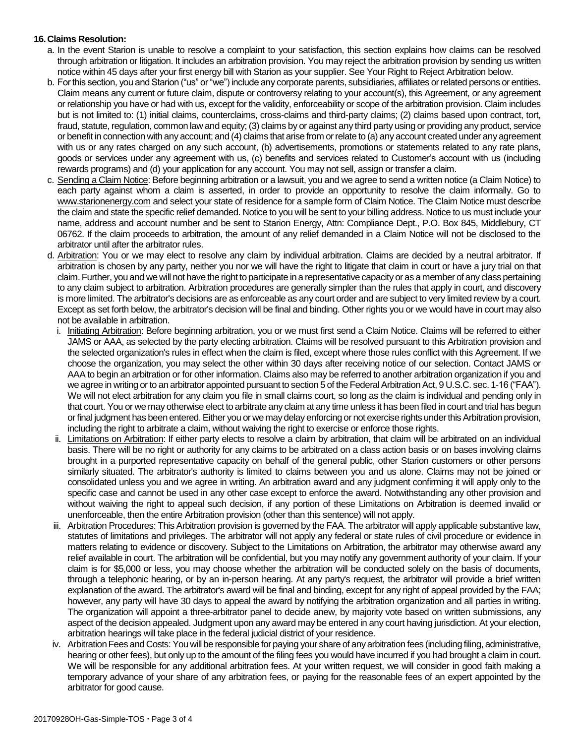**16. Claims Resolution:**

a. In the event Starion is unable to resolve a complaint to your satisfaction, this section explains how claims can be resolved through arbitration or litigation. It includes an arbitration provision. You may reject the arbitration provision by sending us written notice within 45 days after your first energy bill with Starion as your supplier. See Your Right to Reject Arbitration below.

b. For this section, you and Starion ("us" or "we") include any corporate parents, subsidiaries, affiliates or related persons or entities. Claim means any current or future claim, dispute or controversy relating to your account(s), this Agreement, or any agreement or relationship you have or had with us, except for the validity, enforceability or scope of the arbitration provision. Claim includes but is not limited to: (1) initial claims, counterclaims, cross-claims and third-party claims; (2) claims based upon contract, tort, fraud, statute, regulation, common law and equity; (3) claims by or against any third party using or providing any product, service or benefit in connection with any account; and (4) claims that arise from or relate to (a) any account created under any agreement with us or any rates charged on any such account, (b) advertisements, promotions or statements related to any rate plans, goods or services under any agreement with us, (c) benefits and services related to Customer's account with us (including rewards programs) and (d) your application for any account. You may not sell, assign or transfer a claim.

c. Sending a Claim Notice: Before beginning arbitration or a lawsuit, you and we agree to send a written notice (a Claim Notice) to each party against whom a claim is asserted, in order to provide an opportunity to resolve the claim informally. Go to www.starionenergy.com and select your state of residence for a sample form of Claim Notice. The Claim Notice must describe the claim and state the specific relief demanded. Notice to you will be sent to your billing address. Notice to us must include your name, address and account number and be sent to Starion Energy, Attn: Compliance Dept., P.O. Box 845, Middlebury, CT 06762. If the claim proceeds to arbitration, the amount of any relief demanded in a Claim Notice will not be disclosed to the arbitrator until after the arbitrator rules.

d. Arbitration: You or we may elect to resolve any claim by individual arbitration. Claims are decided by a neutral arbitrator. If arbitration is chosen by any party, neither you nor we will have the right to litigate that claim in court or have a jury trial on that claim. Further, you and we will not have the right to participate in a representative capacity or as a member of any class pertaining to any claim subject to arbitration. Arbitration procedures are generally simpler than the rules that apply in court, and discovery is more limited. The arbitrator's decisions are as enforceable as any court order and are subject to very limited review by a court. Except as set forth below, the arbitrator's decision will be final and binding. Other rights you or we would have in court may also not be available in arbitration.

   i. Initiating Arbitration: Before beginning arbitration, you or we must first send a Claim Notice. Claims will be referred to either JAMS or AAA, as selected by the party electing arbitration. Claims will be resolved pursuant to this Arbitration provision and the selected organization's rules in effect when the claim is filed, except where those rules conflict with this Agreement. If we choose the organization, you may select the other within 30 days after receiving notice of our selection. Contact JAMS or AAA to begin an arbitration or for other information. Claims also may be referred to another arbitration organization if you and we agree in writing or to an arbitrator appointed pursuant to section 5 of the Federal Arbitration Act, 9 U.S.C. sec. 1-16 ("FAA"). We will not elect arbitration for any claim you file in small claims court, so long as the claim is individual and pending only in that court. You or we may otherwise elect to arbitrate any claim at any time unless it has been filed in court and trial has begun or final judgment has been entered. Either you or we may delay enforcing or not exercise rights under this Arbitration provision, including the right to arbitrate a claim, without waiving the right to exercise or enforce those rights.

   ii. Limitations on Arbitration: If either party elects to resolve a claim by arbitration, that claim will be arbitrated on an individual basis. There will be no right or authority for any claims to be arbitrated on a class action basis or on bases involving claims brought in a purported representative capacity on behalf of the general public, other Starion customers or other persons similarly situated. The arbitrator's authority is limited to claims between you and us alone. Claims may not be joined or consolidated unless you and we agree in writing. An arbitration award and any judgment confirming it will apply only to the specific case and cannot be used in any other case except to enforce the award. Notwithstanding any other provision and without waiving the right to appeal such decision, if any portion of these Limitations on Arbitration is deemed invalid or unenforceable, then the entire Arbitration provision (other than this sentence) will not apply.

   iii. Arbitration Procedures: This Arbitration provision is governed by the FAA. The arbitrator will apply applicable substantive law, statutes of limitations and privileges. The arbitrator will not apply any federal or state rules of civil procedure or evidence in matters relating to evidence or discovery. Subject to the Limitations on Arbitration, the arbitrator may otherwise award any relief available in court. The arbitration will be confidential, but you may notify any government authority of your claim. If your claim is for $5,000 or less, you may choose whether the arbitration will be conducted solely on the basis of documents, through a telephonic hearing, or by an in-person hearing. At any party's request, the arbitrator will provide a brief written explanation of the award. The arbitrator's award will be final and binding, except for any right of appeal provided by the FAA; however, any party will have 30 days to appeal the award by notifying the arbitration organization and all parties in writing. The organization will appoint a three-arbitrator panel to decide anew, by majority vote based on written submissions, any aspect of the decision appealed. Judgment upon any award may be entered in any court having jurisdiction. At your election, arbitration hearings will take place in the federal judicial district of your residence.

   iv. Arbitration Fees and Costs: You will be responsible for paying your share of any arbitration fees (including filing, administrative, hearing or other fees), but only up to the amount of the filing fees you would have incurred if you had brought a claim in court. We will be responsible for any additional arbitration fees. At your written request, we will consider in good faith making a temporary advance of your share of any arbitration fees, or paying for the reasonable fees of an expert appointed by the arbitrator for good cause.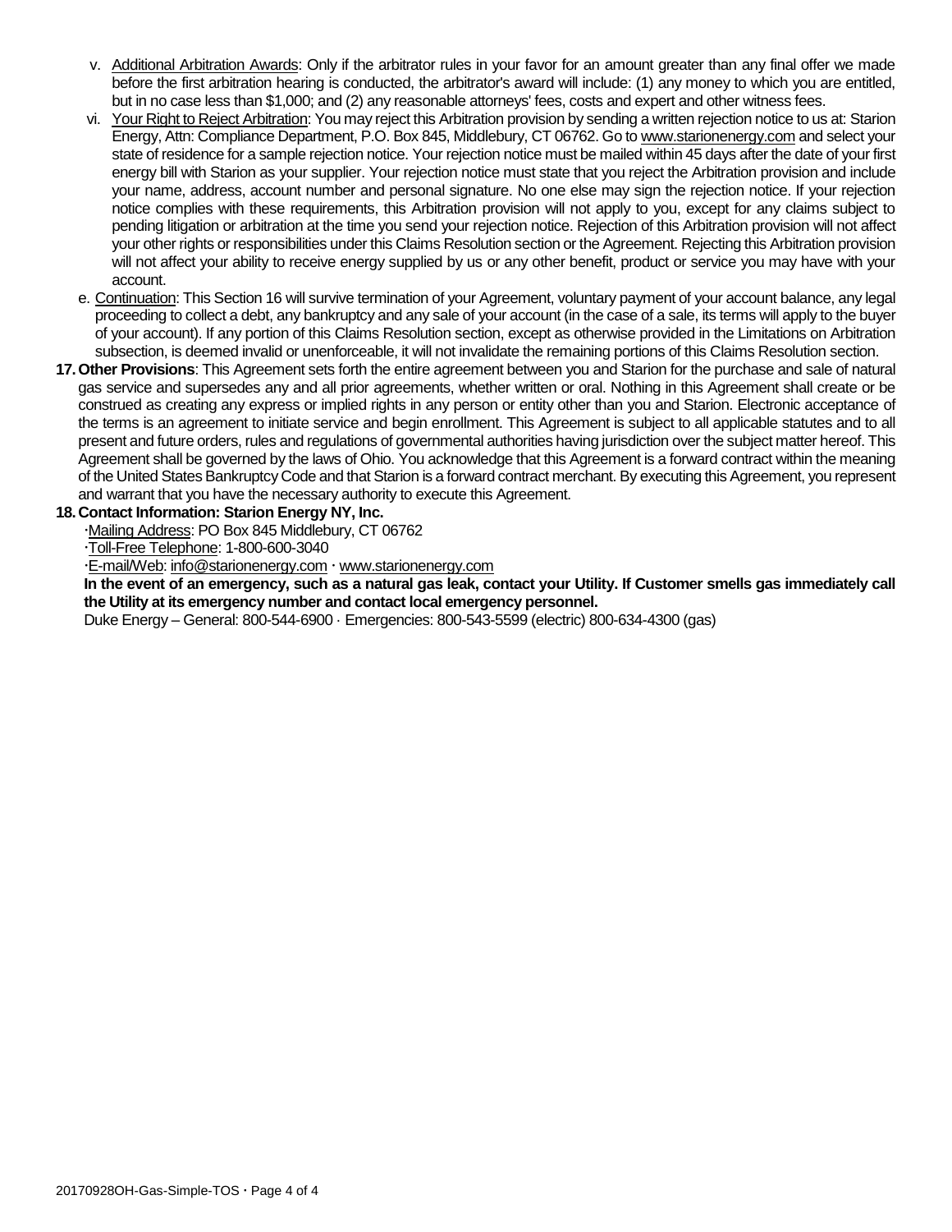v. Additional Arbitration Awards: Only if the arbitrator rules in your favor for an amount greater than any final offer we made before the first arbitration hearing is conducted, the arbitrator's award will include: (1) any money to which you are entitled, but in no case less than $1,000; and (2) any reasonable attorneys' fees, costs and expert and other witness fees.

vi. Your Right to Reject Arbitration: You may reject this Arbitration provision by sending a written rejection notice to us at: Starion Energy, Attn: Compliance Department, P.O. Box 845, Middlebury, CT 06762. Go to www.starionenergy.com and select your state of residence for a sample rejection notice. Your rejection notice must be mailed within 45 days after the date of your first energy bill with Starion as your supplier. Your rejection notice must state that you reject the Arbitration provision and include your name, address, account number and personal signature. No one else may sign the rejection notice. If your rejection notice complies with these requirements, this Arbitration provision will not apply to you, except for any claims subject to pending litigation or arbitration at the time you send your rejection notice. Rejection of this Arbitration provision will not affect your other rights or responsibilities under this Claims Resolution section or the Agreement. Rejecting this Arbitration provision will not affect your ability to receive energy supplied by us or any other benefit, product or service you may have with your account.

e. Continuation: This Section 16 will survive termination of your Agreement, voluntary payment of your account balance, any legal proceeding to collect a debt, any bankruptcy and any sale of your account (in the case of a sale, its terms will apply to the buyer of your account). If any portion of this Claims Resolution section, except as otherwise provided in the Limitations on Arbitration subsection, is deemed invalid or unenforceable, it will not invalidate the remaining portions of this Claims Resolution section.

**17. Other Provisions**: This Agreement sets forth the entire agreement between you and Starion for the purchase and sale of natural gas service and supersedes any and all prior agreements, whether written or oral. Nothing in this Agreement shall create or be construed as creating any express or implied rights in any person or entity other than you and Starion. Electronic acceptance of the terms is an agreement to initiate service and begin enrollment. This Agreement is subject to all applicable statutes and to all present and future orders, rules and regulations of governmental authorities having jurisdiction over the subject matter hereof. This Agreement shall be governed by the laws of Ohio. You acknowledge that this Agreement is a forward contract within the meaning of the United States Bankruptcy Code and that Starion is a forward contract merchant. By executing this Agreement, you represent and warrant that you have the necessary authority to execute this Agreement.

**18. Contact Information: Starion Energy NY, Inc.**

·Mailing Address: PO Box 845 Middlebury, CT 06762

·Toll-Free Telephone: 1-800-600-3040

·E-mail/Web: info@starionenergy.com · www.starionenergy.com

**In the event of an emergency, such as a natural gas leak, contact your Utility. If Customer smells gas immediately call the Utility at its emergency number and contact local emergency personnel.**

Duke Energy – General: 800-544-6900 · Emergencies: 800-543-5599 (electric) 800-634-4300 (gas)